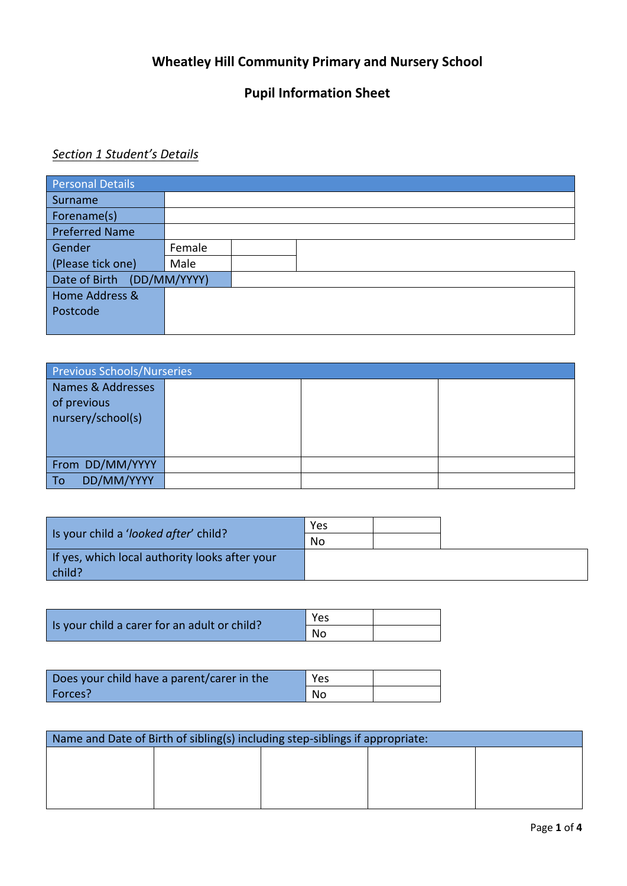# Wheatley Hill Community Primary and Nursery School

## Pupil Information Sheet

*Section 1 Student's Details*

| Personal Details | | |
|---|---|---|
| Surname | | |
| Forename(s) | | |
| Preferred Name | | |
| Gender (Please tick one) | Female | |
| | Male | |
| Date of Birth (DD/MM/YYYY) | | |
| Home Address & Postcode | | |

| Previous Schools/Nurseries | | | |
|---|---|---|---|
| Names & Addresses of previous nursery/school(s) | | | |
| From DD/MM/YYYY | | | |
| To DD/MM/YYYY | | | |

| Is your child a '*looked after*' child? | Yes | |
|---|---|---|
| | No | |
| If yes, which local authority looks after your child? | | |

| Is your child a carer for an adult or child? | Yes | |
|---|---|---|
| | No | |

| Does your child have a parent/carer in the Forces? | Yes | |
|---|---|---|
| | No | |

| Name and Date of Birth of sibling(s) including step-siblings if appropriate: | | | | |
|---|---|---|---|---|
| | | | | |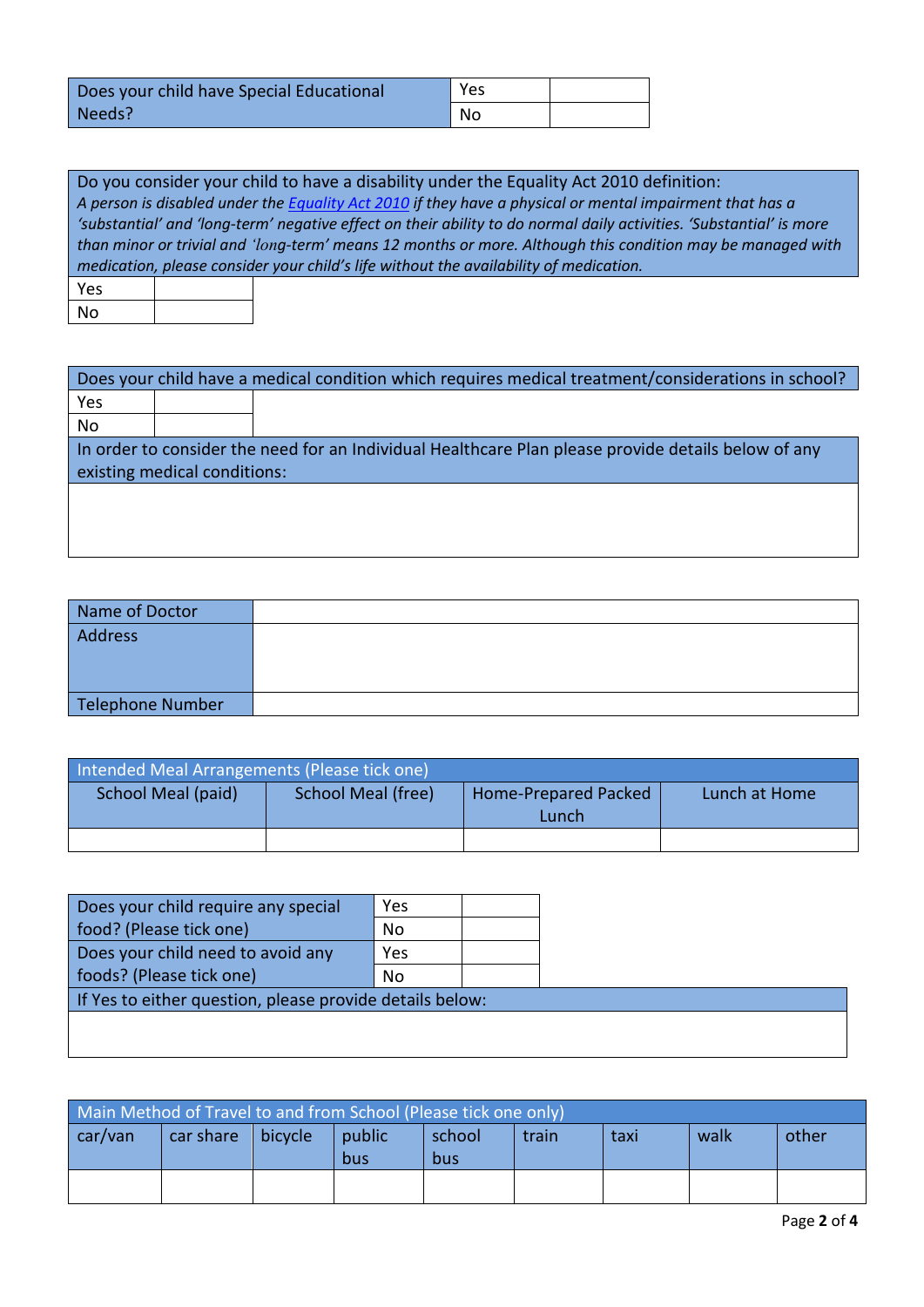| Does your child have Special Educational Needs? | Yes | |
|---|---|---|
| | No | |

| Do you consider your child to have a disability under the Equality Act 2010 definition: *A person is disabled under the Equality Act 2010 if they have a physical or mental impairment that has a 'substantial' and 'long-term' negative effect on their ability to do normal daily activities. 'Substantial' is more than minor or trivial and 'long-term' means 12 months or more. Although this condition may be managed with medication, please consider your child's life without the availability of medication.* | |
|---|---|
| Yes | |
| No | |

| Does your child have a medical condition which requires medical treatment/considerations in school? | |
|---|---|
| Yes | |
| No | |
| In order to consider the need for an Individual Healthcare Plan please provide details below of any existing medical conditions: | |
| | |

| Name of Doctor | |
|---|---|
| Address | |
| Telephone Number | |

| Intended Meal Arrangements (Please tick one) | | | |
|---|---|---|---|
| School Meal (paid) | School Meal (free) | Home-Prepared Packed Lunch | Lunch at Home |
| | | | |

| Does your child require any special food? (Please tick one) | Yes | |
|---|---|---|
| | No | |
| Does your child need to avoid any foods? (Please tick one) | Yes | |
| | No | |
| If Yes to either question, please provide details below: | | |
| | | |

| Main Method of Travel to and from School (Please tick one only) | | | | | | | | |
|---|---|---|---|---|---|---|---|---|
| car/van | car share | bicycle | public bus | school bus | train | taxi | walk | other |
| | | | | | | | | |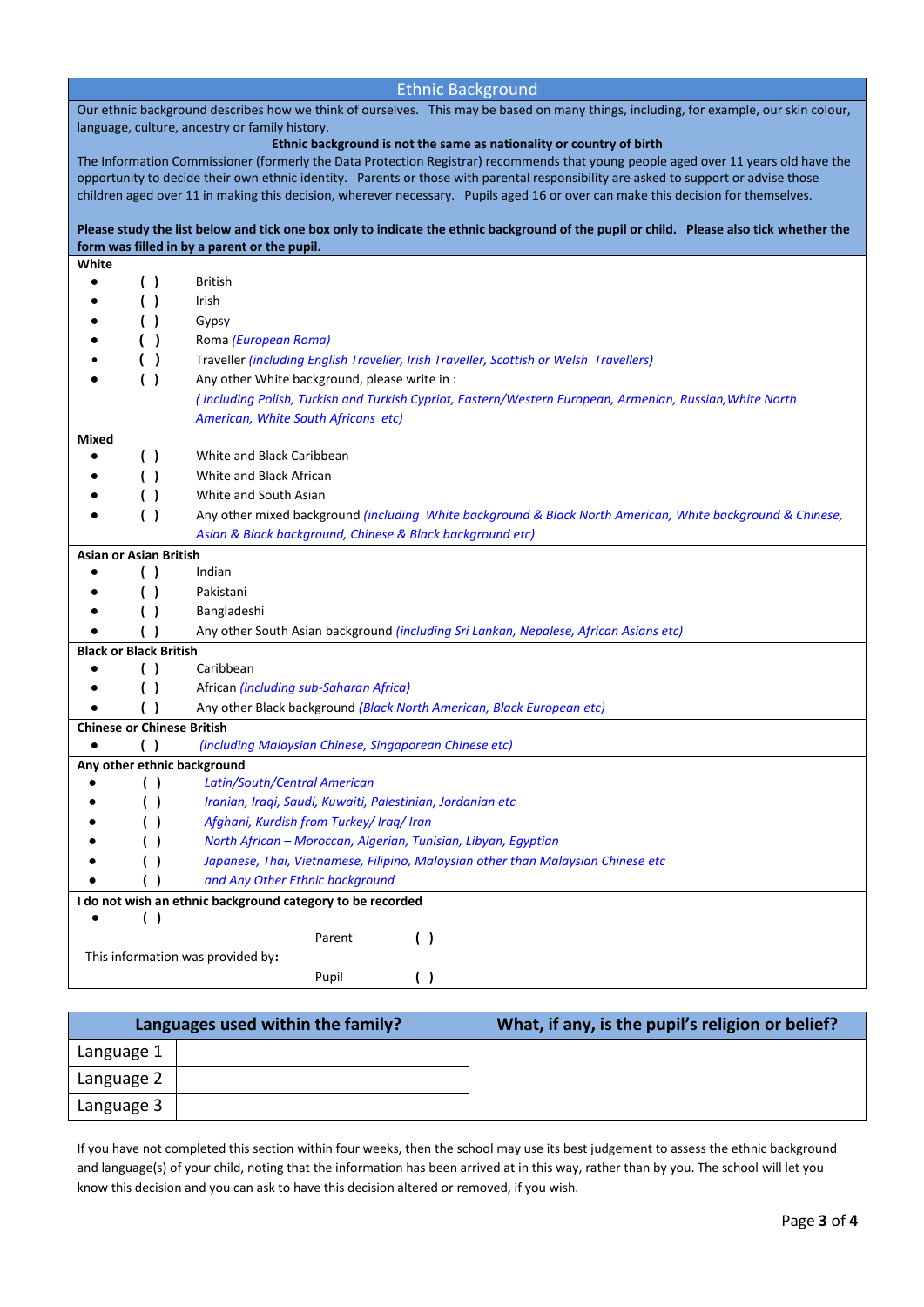## Ethnic Background

Our ethnic background describes how we think of ourselves. This may be based on many things, including, for example, our skin colour, language, culture, ancestry or family history.

**Ethnic background is not the same as nationality or country of birth**

The Information Commissioner (formerly the Data Protection Registrar) recommends that young people aged over 11 years old have the opportunity to decide their own ethnic identity. Parents or those with parental responsibility are asked to support or advise those children aged over 11 in making this decision, wherever necessary. Pupils aged 16 or over can make this decision for themselves.

**Please study the list below and tick one box only to indicate the ethnic background of the pupil or child. Please also tick whether the form was filled in by a parent or the pupil.**

**White**

- ( ) British
- ( ) Irish
- ( ) Gypsy
- ( ) Roma *(European Roma)*
- ( ) Traveller *(including English Traveller, Irish Traveller, Scottish or Welsh Travellers)*
- ( ) Any other White background, please write in :
  *( including Polish, Turkish and Turkish Cypriot, Eastern/Western European, Armenian, Russian, White North American, White South Africans etc)*

**Mixed**

- ( ) White and Black Caribbean
- ( ) White and Black African
- ( ) White and South Asian
- ( ) Any other mixed background *(including White background & Black North American, White background & Chinese, Asian & Black background, Chinese & Black background etc)*

**Asian or Asian British**

- ( ) Indian
- ( ) Pakistani
- ( ) Bangladeshi
- ( ) Any other South Asian background *(including Sri Lankan, Nepalese, African Asians etc)*

**Black or Black British**

- ( ) Caribbean
- ( ) African *(including sub-Saharan Africa)*
- ( ) Any other Black background *(Black North American, Black European etc)*

**Chinese or Chinese British**

- ( ) *(including Malaysian Chinese, Singaporean Chinese etc)*

**Any other ethnic background**

- ( ) *Latin/South/Central American*
- ( ) *Iranian, Iraqi, Saudi, Kuwaiti, Palestinian, Jordanian etc*
- ( ) *Afghani, Kurdish from Turkey/ Iraq/ Iran*
- ( ) *North African – Moroccan, Algerian, Tunisian, Libyan, Egyptian*
- ( ) *Japanese, Thai, Vietnamese, Filipino, Malaysian other than Malaysian Chinese etc*
- ( ) *and Any Other Ethnic background*

**I do not wish an ethnic background category to be recorded**

- ( )

This information was provided by:

Parent ( )

Pupil ( )

| Languages used within the family? | | What, if any, is the pupil's religion or belief? |
|---|---|---|
| Language 1 | | |
| Language 2 | | |
| Language 3 | | |

If you have not completed this section within four weeks, then the school may use its best judgement to assess the ethnic background and language(s) of your child, noting that the information has been arrived at in this way, rather than by you. The school will let you know this decision and you can ask to have this decision altered or removed, if you wish.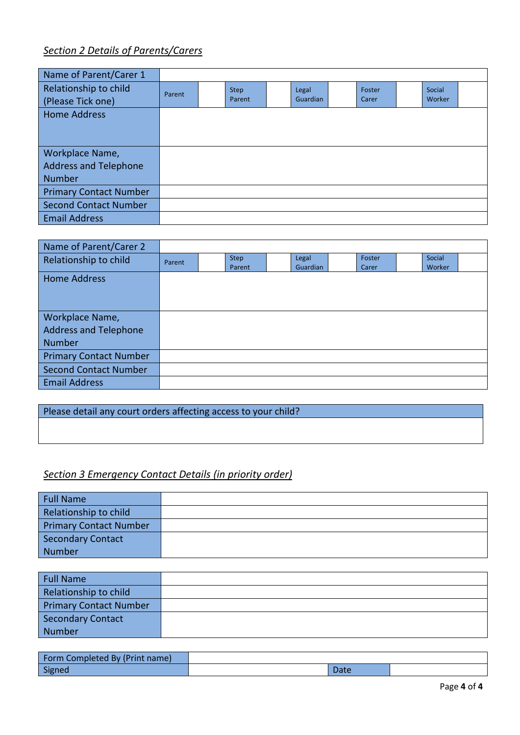## *Section 2 Details of Parents/Carers*

| | | | | | | | | | | |
|---|---|---|---|---|---|---|---|---|---|---|
| Name of Parent/Carer 1 | | | | | | | | | | |
| Relationship to child (Please Tick one) | Parent | | Step Parent | | Legal Guardian | | Foster Carer | | Social Worker | |
| Home Address | | | | | | | | | | |
| Workplace Name, Address and Telephone Number | | | | | | | | | | |
| Primary Contact Number | | | | | | | | | | |
| Second Contact Number | | | | | | | | | | |
| Email Address | | | | | | | | | | |

| | | | | | | | | | | |
|---|---|---|---|---|---|---|---|---|---|---|
| Name of Parent/Carer 2 | | | | | | | | | | |
| Relationship to child | Parent | | Step Parent | | Legal Guardian | | Foster Carer | | Social Worker | |
| Home Address | | | | | | | | | | |
| Workplace Name, Address and Telephone Number | | | | | | | | | | |
| Primary Contact Number | | | | | | | | | | |
| Second Contact Number | | | | | | | | | | |
| Email Address | | | | | | | | | | |

| Please detail any court orders affecting access to your child? |
|---|
| |

## *Section 3 Emergency Contact Details (in priority order)*

| | |
|---|---|
| Full Name | |
| Relationship to child | |
| Primary Contact Number | |
| Secondary Contact Number | |

| | |
|---|---|
| Full Name | |
| Relationship to child | |
| Primary Contact Number | |
| Secondary Contact Number | |

| | | | |
|---|---|---|---|
| Form Completed By (Print name) | | | |
| Signed | | Date | |